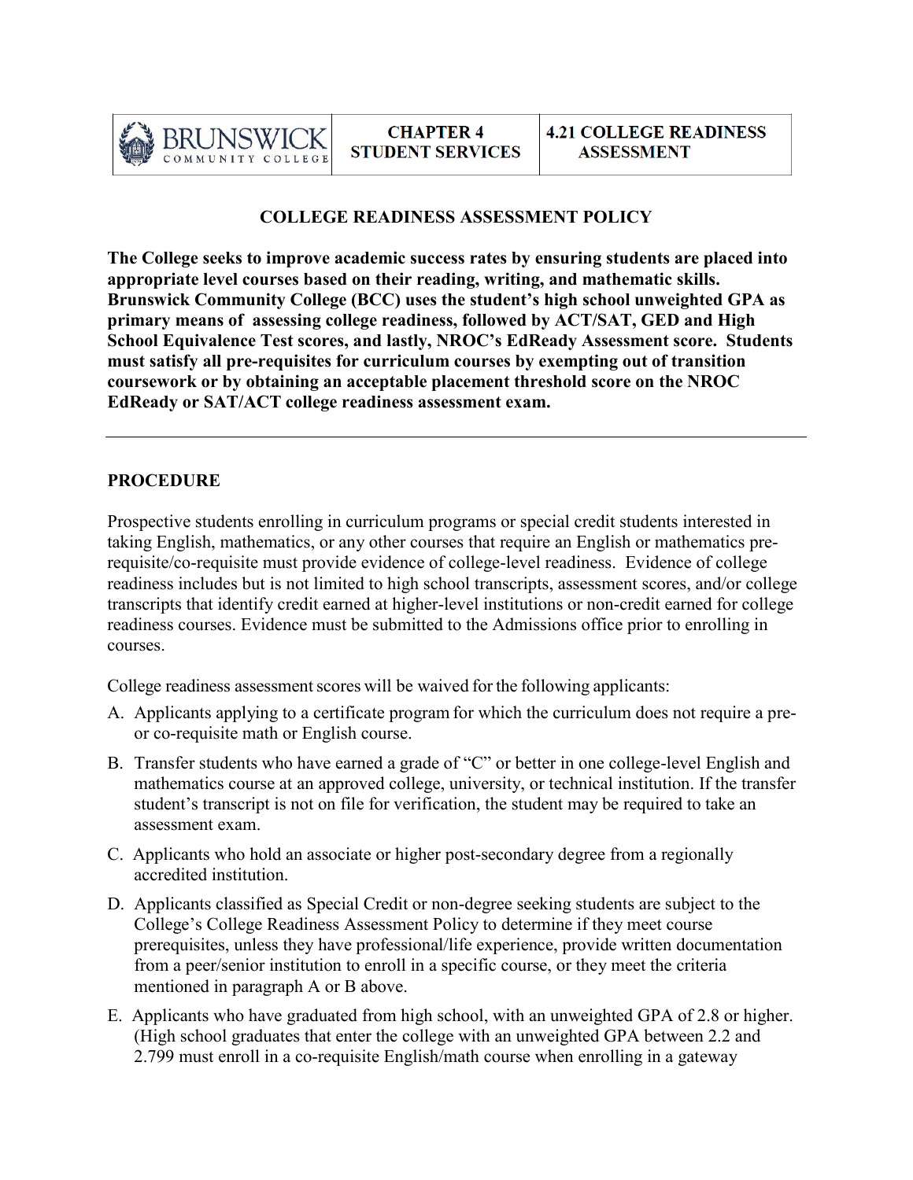| BRUNSWICK COMMUNITY COLLEGE | CHAPTER 4 STUDENT SERVICES | 4.21 COLLEGE READINESS ASSESSMENT |
|---|---|---|

## COLLEGE READINESS ASSESSMENT POLICY

**The College seeks to improve academic success rates by ensuring students are placed into appropriate level courses based on their reading, writing, and mathematic skills. Brunswick Community College (BCC) uses the student's high school unweighted GPA as primary means of assessing college readiness, followed by ACT/SAT, GED and High School Equivalence Test scores, and lastly, NROC's EdReady Assessment score. Students must satisfy all pre-requisites for curriculum courses by exempting out of transition coursework or by obtaining an acceptable placement threshold score on the NROC EdReady or SAT/ACT college readiness assessment exam.**

---

## PROCEDURE

Prospective students enrolling in curriculum programs or special credit students interested in taking English, mathematics, or any other courses that require an English or mathematics pre-requisite/co-requisite must provide evidence of college-level readiness. Evidence of college readiness includes but is not limited to high school transcripts, assessment scores, and/or college transcripts that identify credit earned at higher-level institutions or non-credit earned for college readiness courses. Evidence must be submitted to the Admissions office prior to enrolling in courses.

College readiness assessment scores will be waived for the following applicants:

A. Applicants applying to a certificate program for which the curriculum does not require a pre- or co-requisite math or English course.

B. Transfer students who have earned a grade of "C" or better in one college-level English and mathematics course at an approved college, university, or technical institution. If the transfer student's transcript is not on file for verification, the student may be required to take an assessment exam.

C. Applicants who hold an associate or higher post-secondary degree from a regionally accredited institution.

D. Applicants classified as Special Credit or non-degree seeking students are subject to the College's College Readiness Assessment Policy to determine if they meet course prerequisites, unless they have professional/life experience, provide written documentation from a peer/senior institution to enroll in a specific course, or they meet the criteria mentioned in paragraph A or B above.

E. Applicants who have graduated from high school, with an unweighted GPA of 2.8 or higher. (High school graduates that enter the college with an unweighted GPA between 2.2 and 2.799 must enroll in a co-requisite English/math course when enrolling in a gateway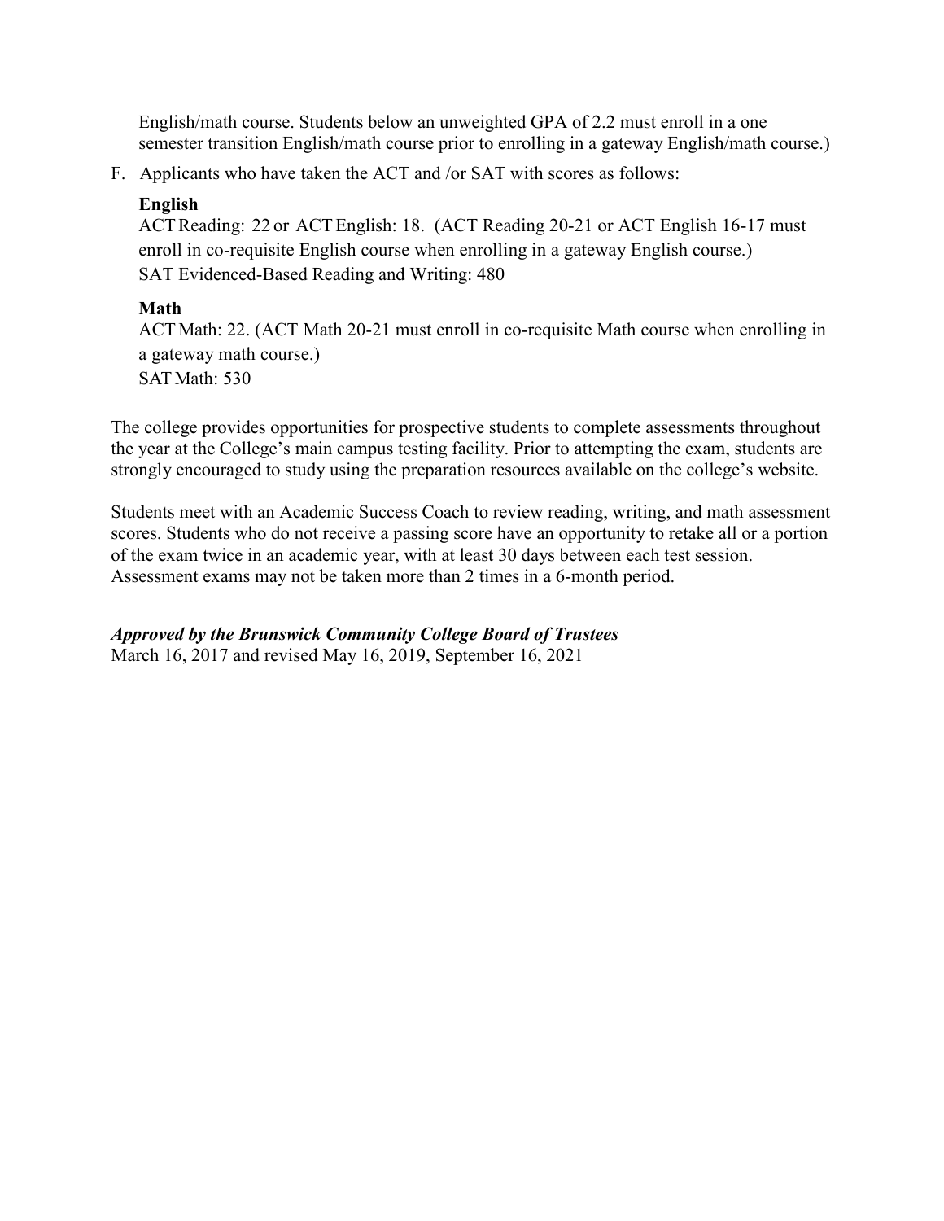English/math course. Students below an unweighted GPA of 2.2 must enroll in a one semester transition English/math course prior to enrolling in a gateway English/math course.)

F. Applicants who have taken the ACT and /or SAT with scores as follows:

   **English**
   ACT Reading: 22 or ACT English: 18. (ACT Reading 20-21 or ACT English 16-17 must enroll in co-requisite English course when enrolling in a gateway English course.)
   SAT Evidenced-Based Reading and Writing: 480

   **Math**
   ACT Math: 22. (ACT Math 20-21 must enroll in co-requisite Math course when enrolling in a gateway math course.)
   SAT Math: 530

The college provides opportunities for prospective students to complete assessments throughout the year at the College's main campus testing facility. Prior to attempting the exam, students are strongly encouraged to study using the preparation resources available on the college's website.

Students meet with an Academic Success Coach to review reading, writing, and math assessment scores. Students who do not receive a passing score have an opportunity to retake all or a portion of the exam twice in an academic year, with at least 30 days between each test session. Assessment exams may not be taken more than 2 times in a 6-month period.

***Approved by the Brunswick Community College Board of Trustees***
March 16, 2017 and revised May 16, 2019, September 16, 2021